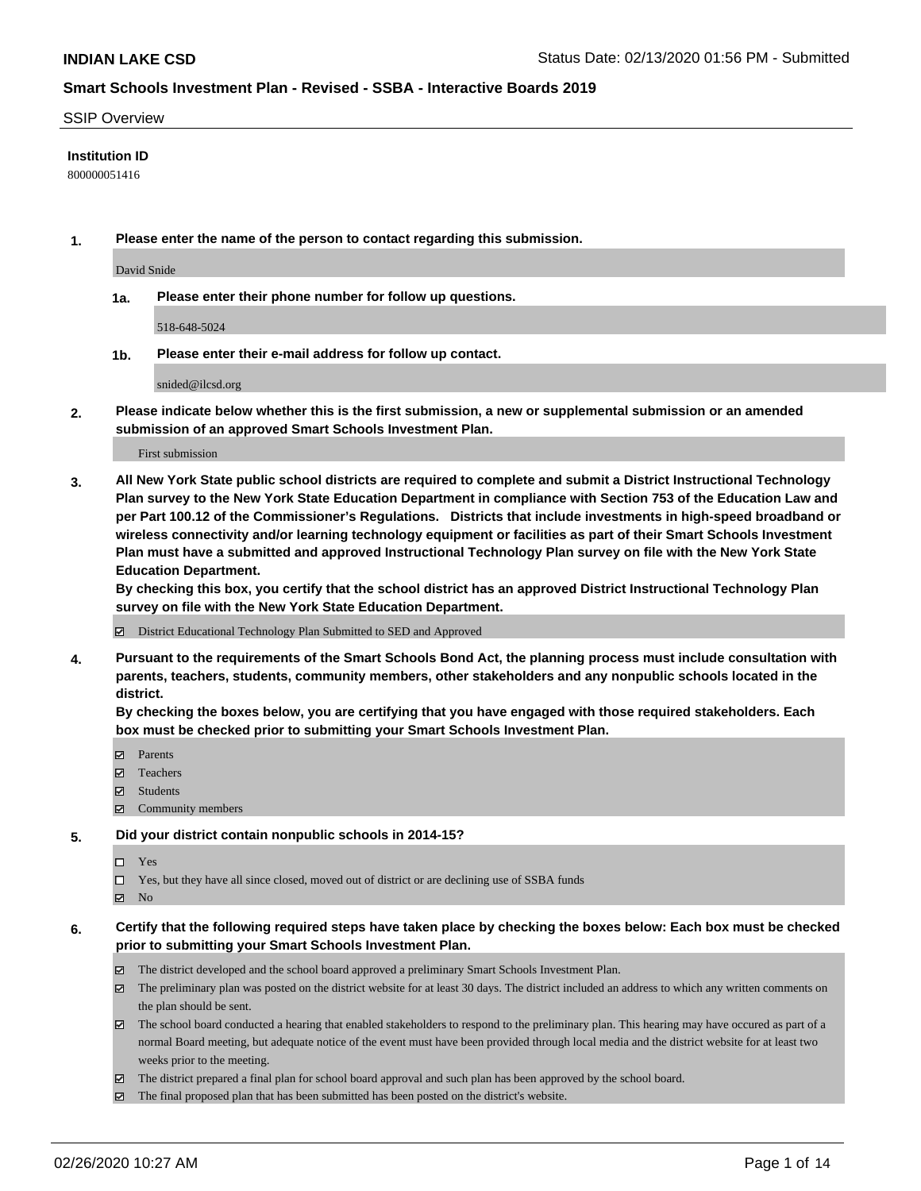**INDIAN LAKE CSD**

Status Date: 02/13/2020 01:56 PM - Submitted

## Smart Schools Investment Plan - Revised - SSBA - Interactive Boards 2019

SSIP Overview

**Institution ID**

800000051416

**1. Please enter the name of the person to contact regarding this submission.**

David Snide

**1a. Please enter their phone number for follow up questions.**

518-648-5024

**1b. Please enter their e-mail address for follow up contact.**

snided@ilcsd.org

**2. Please indicate below whether this is the first submission, a new or supplemental submission or an amended submission of an approved Smart Schools Investment Plan.**

First submission

**3. All New York State public school districts are required to complete and submit a District Instructional Technology Plan survey to the New York State Education Department in compliance with Section 753 of the Education Law and per Part 100.12 of the Commissioner's Regulations. Districts that include investments in high-speed broadband or wireless connectivity and/or learning technology equipment or facilities as part of their Smart Schools Investment Plan must have a submitted and approved Instructional Technology Plan survey on file with the New York State Education Department.**
**By checking this box, you certify that the school district has an approved District Instructional Technology Plan survey on file with the New York State Education Department.**

- [x] District Educational Technology Plan Submitted to SED and Approved

**4. Pursuant to the requirements of the Smart Schools Bond Act, the planning process must include consultation with parents, teachers, students, community members, other stakeholders and any nonpublic schools located in the district.**
**By checking the boxes below, you are certifying that you have engaged with those required stakeholders. Each box must be checked prior to submitting your Smart Schools Investment Plan.**

- [x] Parents
- [x] Teachers
- [x] Students
- [x] Community members

**5. Did your district contain nonpublic schools in 2014-15?**

- [ ] Yes
- [ ] Yes, but they have all since closed, moved out of district or are declining use of SSBA funds
- [x] No

**6. Certify that the following required steps have taken place by checking the boxes below: Each box must be checked prior to submitting your Smart Schools Investment Plan.**

- [x] The district developed and the school board approved a preliminary Smart Schools Investment Plan.
- [x] The preliminary plan was posted on the district website for at least 30 days. The district included an address to which any written comments on the plan should be sent.
- [x] The school board conducted a hearing that enabled stakeholders to respond to the preliminary plan. This hearing may have occured as part of a normal Board meeting, but adequate notice of the event must have been provided through local media and the district website for at least two weeks prior to the meeting.
- [x] The district prepared a final plan for school board approval and such plan has been approved by the school board.
- [x] The final proposed plan that has been submitted has been posted on the district's website.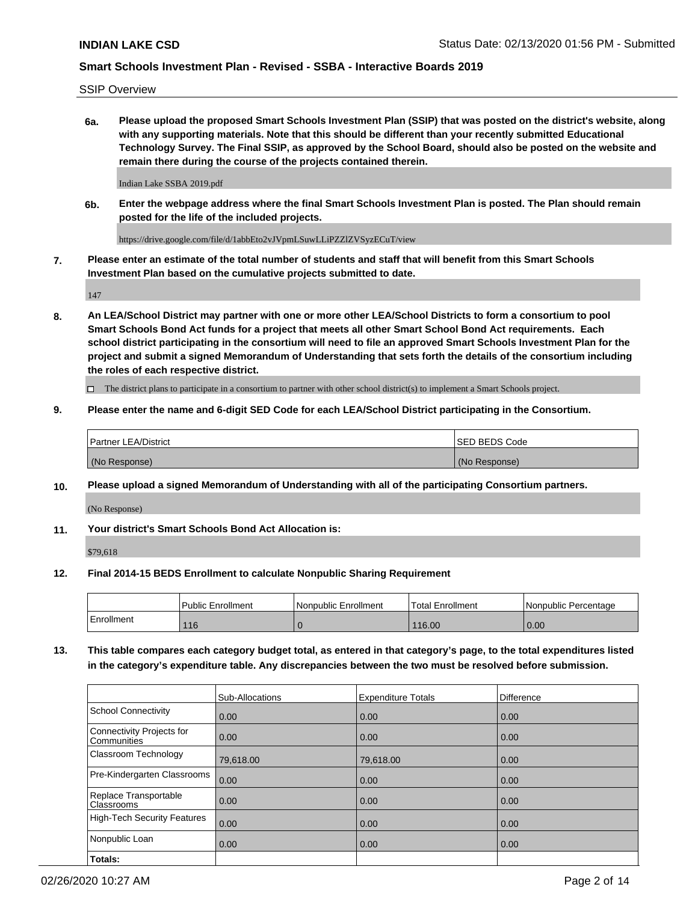SSIP Overview

**6a. Please upload the proposed Smart Schools Investment Plan (SSIP) that was posted on the district's website, along with any supporting materials. Note that this should be different than your recently submitted Educational Technology Survey. The Final SSIP, as approved by the School Board, should also be posted on the website and remain there during the course of the projects contained therein.**

Indian Lake SSBA 2019.pdf

**6b. Enter the webpage address where the final Smart Schools Investment Plan is posted. The Plan should remain posted for the life of the included projects.**

https://drive.google.com/file/d/1abbEto2vJVpmLSuwLLiPZZlZVSyzECuT/view

**7. Please enter an estimate of the total number of students and staff that will benefit from this Smart Schools Investment Plan based on the cumulative projects submitted to date.**

147

**8. An LEA/School District may partner with one or more other LEA/School Districts to form a consortium to pool Smart Schools Bond Act funds for a project that meets all other Smart School Bond Act requirements. Each school district participating in the consortium will need to file an approved Smart Schools Investment Plan for the project and submit a signed Memorandum of Understanding that sets forth the details of the consortium including the roles of each respective district.**

☐ The district plans to participate in a consortium to partner with other school district(s) to implement a Smart Schools project.

**9. Please enter the name and 6-digit SED Code for each LEA/School District participating in the Consortium.**

| Partner LEA/District | SED BEDS Code |
|---|---|
| (No Response) | (No Response) |

**10. Please upload a signed Memorandum of Understanding with all of the participating Consortium partners.**

(No Response)

**11. Your district's Smart Schools Bond Act Allocation is:**

$79,618

**12. Final 2014-15 BEDS Enrollment to calculate Nonpublic Sharing Requirement**

| | Public Enrollment | Nonpublic Enrollment | Total Enrollment | Nonpublic Percentage |
|---|---|---|---|---|
| Enrollment | 116 | 0 | 116.00 | 0.00 |

**13. This table compares each category budget total, as entered in that category's page, to the total expenditures listed in the category's expenditure table. Any discrepancies between the two must be resolved before submission.**

| | Sub-Allocations | Expenditure Totals | Difference |
|---|---|---|---|
| School Connectivity | 0.00 | 0.00 | 0.00 |
| Connectivity Projects for Communities | 0.00 | 0.00 | 0.00 |
| Classroom Technology | 79,618.00 | 79,618.00 | 0.00 |
| Pre-Kindergarten Classrooms | 0.00 | 0.00 | 0.00 |
| Replace Transportable Classrooms | 0.00 | 0.00 | 0.00 |
| High-Tech Security Features | 0.00 | 0.00 | 0.00 |
| Nonpublic Loan | 0.00 | 0.00 | 0.00 |
| **Totals:** | | | |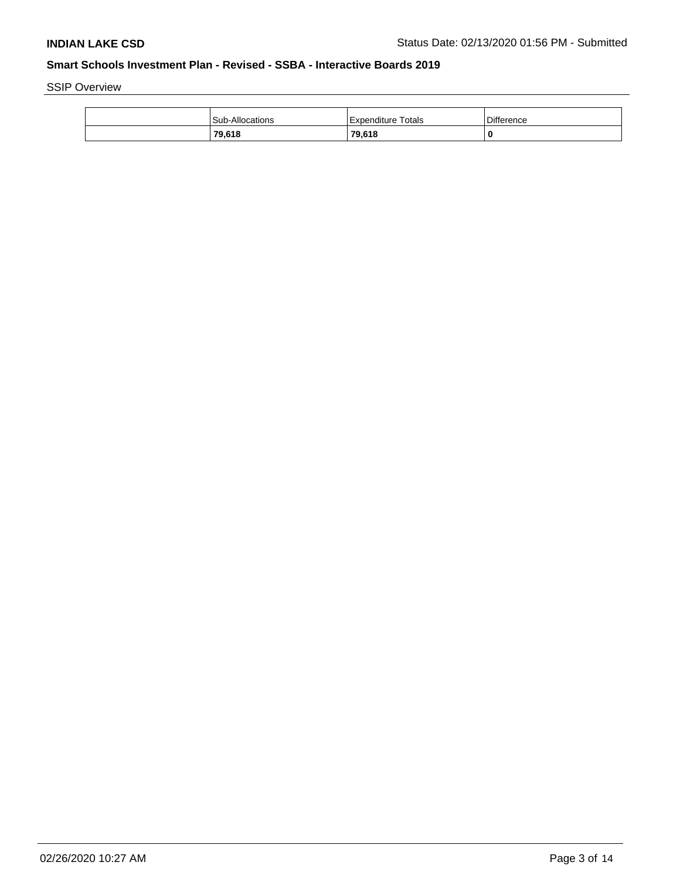**INDIAN LAKE CSD** Status Date: 02/13/2020 01:56 PM - Submitted

**Smart Schools Investment Plan - Revised - SSBA - Interactive Boards 2019**

SSIP Overview

| | Sub-Allocations | Expenditure Totals | Difference |
|---|---|---|---|
| | **79,618** | **79,618** | **0** |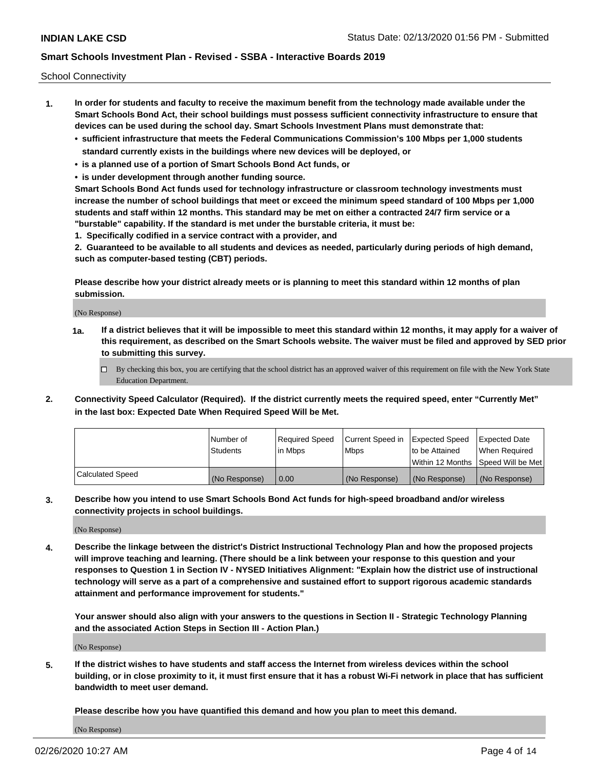School Connectivity

1. **In order for students and faculty to receive the maximum benefit from the technology made available under the Smart Schools Bond Act, their school buildings must possess sufficient connectivity infrastructure to ensure that devices can be used during the school day. Smart Schools Investment Plans must demonstrate that:**
   - **sufficient infrastructure that meets the Federal Communications Commission's 100 Mbps per 1,000 students standard currently exists in the buildings where new devices will be deployed, or**
   - **is a planned use of a portion of Smart Schools Bond Act funds, or**
   - **is under development through another funding source.**

   **Smart Schools Bond Act funds used for technology infrastructure or classroom technology investments must increase the number of school buildings that meet or exceed the minimum speed standard of 100 Mbps per 1,000 students and staff within 12 months. This standard may be met on either a contracted 24/7 firm service or a "burstable" capability. If the standard is met under the burstable criteria, it must be:**

   **1. Specifically codified in a service contract with a provider, and**

   **2. Guaranteed to be available to all students and devices as needed, particularly during periods of high demand, such as computer-based testing (CBT) periods.**

   **Please describe how your district already meets or is planning to meet this standard within 12 months of plan submission.**

   (No Response)

   **1a. If a district believes that it will be impossible to meet this standard within 12 months, it may apply for a waiver of this requirement, as described on the Smart Schools website. The waiver must be filed and approved by SED prior to submitting this survey.**

   ☐ By checking this box, you are certifying that the school district has an approved waiver of this requirement on file with the New York State Education Department.

2. **Connectivity Speed Calculator (Required). If the district currently meets the required speed, enter "Currently Met" in the last box: Expected Date When Required Speed Will be Met.**

| | Number of Students | Required Speed in Mbps | Current Speed in Mbps | Expected Speed to be Attained Within 12 Months | Expected Date When Required Speed Will be Met |
|---|---|---|---|---|---|
| Calculated Speed | (No Response) | 0.00 | (No Response) | (No Response) | (No Response) |

3. **Describe how you intend to use Smart Schools Bond Act funds for high-speed broadband and/or wireless connectivity projects in school buildings.**

   (No Response)

4. **Describe the linkage between the district's District Instructional Technology Plan and how the proposed projects will improve teaching and learning. (There should be a link between your response to this question and your responses to Question 1 in Section IV - NYSED Initiatives Alignment: "Explain how the district use of instructional technology will serve as a part of a comprehensive and sustained effort to support rigorous academic standards attainment and performance improvement for students."**

   **Your answer should also align with your answers to the questions in Section II - Strategic Technology Planning and the associated Action Steps in Section III - Action Plan.)**

   (No Response)

5. **If the district wishes to have students and staff access the Internet from wireless devices within the school building, or in close proximity to it, it must first ensure that it has a robust Wi-Fi network in place that has sufficient bandwidth to meet user demand.**

   **Please describe how you have quantified this demand and how you plan to meet this demand.**

   (No Response)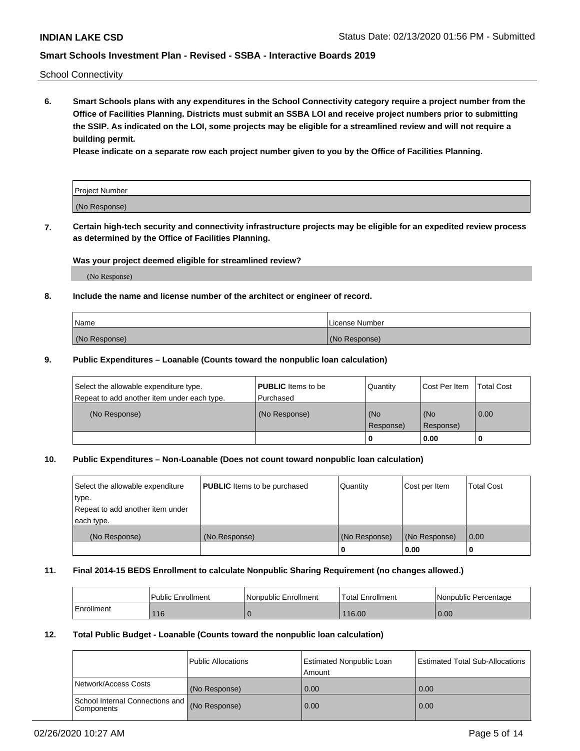School Connectivity

**6. Smart Schools plans with any expenditures in the School Connectivity category require a project number from the Office of Facilities Planning. Districts must submit an SSBA LOI and receive project numbers prior to submitting the SSIP. As indicated on the LOI, some projects may be eligible for a streamlined review and will not require a building permit.**

**Please indicate on a separate row each project number given to you by the Office of Facilities Planning.**

| Project Number |
|---|
| (No Response) |

**7. Certain high-tech security and connectivity infrastructure projects may be eligible for an expedited review process as determined by the Office of Facilities Planning.**

**Was your project deemed eligible for streamlined review?**

(No Response)

**8. Include the name and license number of the architect or engineer of record.**

| Name | License Number |
|---|---|
| (No Response) | (No Response) |

**9. Public Expenditures – Loanable (Counts toward the nonpublic loan calculation)**

| Select the allowable expenditure type. Repeat to add another item under each type. | **PUBLIC** Items to be Purchased | Quantity | Cost Per Item | Total Cost |
|---|---|---|---|---|
| (No Response) | (No Response) | (No Response) | (No Response) | 0.00 |
| | | 0 | 0.00 | 0 |

**10. Public Expenditures – Non-Loanable (Does not count toward nonpublic loan calculation)**

| Select the allowable expenditure type. Repeat to add another item under each type. | **PUBLIC** Items to be purchased | Quantity | Cost per Item | Total Cost |
|---|---|---|---|---|
| (No Response) | (No Response) | (No Response) | (No Response) | 0.00 |
| | | 0 | 0.00 | 0 |

**11. Final 2014-15 BEDS Enrollment to calculate Nonpublic Sharing Requirement (no changes allowed.)**

| | Public Enrollment | Nonpublic Enrollment | Total Enrollment | Nonpublic Percentage |
|---|---|---|---|---|
| Enrollment | 116 | 0 | 116.00 | 0.00 |

**12. Total Public Budget - Loanable (Counts toward the nonpublic loan calculation)**

| | Public Allocations | Estimated Nonpublic Loan Amount | Estimated Total Sub-Allocations |
|---|---|---|---|
| Network/Access Costs | (No Response) | 0.00 | 0.00 |
| School Internal Connections and Components | (No Response) | 0.00 | 0.00 |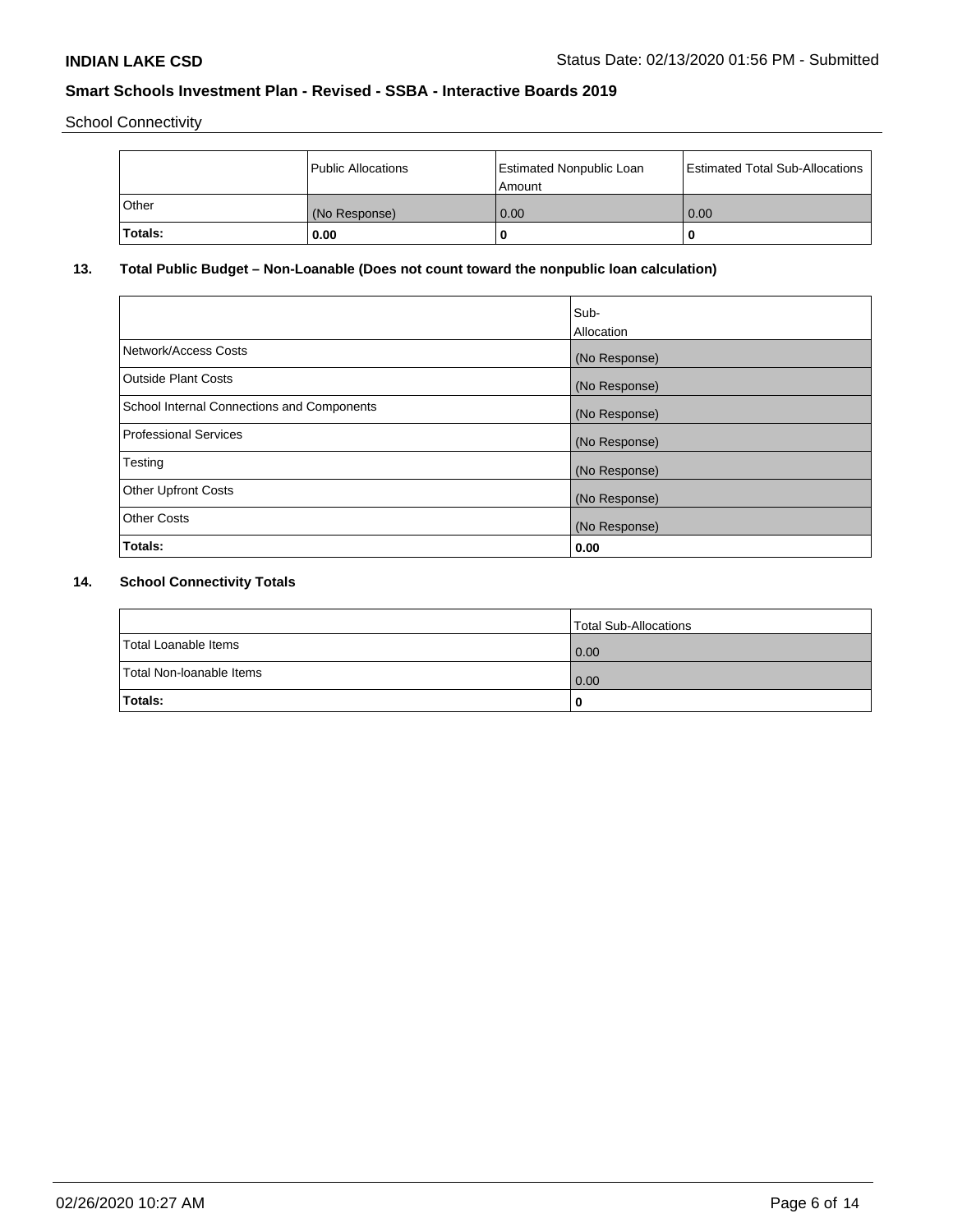School Connectivity

| | Public Allocations | Estimated Nonpublic Loan Amount | Estimated Total Sub-Allocations |
|---|---|---|---|
| Other | (No Response) | 0.00 | 0.00 |
| **Totals:** | **0.00** | **0** | **0** |

## 13. Total Public Budget – Non-Loanable (Does not count toward the nonpublic loan calculation)

| | Sub-Allocation |
|---|---|
| Network/Access Costs | (No Response) |
| Outside Plant Costs | (No Response) |
| School Internal Connections and Components | (No Response) |
| Professional Services | (No Response) |
| Testing | (No Response) |
| Other Upfront Costs | (No Response) |
| Other Costs | (No Response) |
| **Totals:** | **0.00** |

## 14. School Connectivity Totals

| | Total Sub-Allocations |
|---|---|
| Total Loanable Items | 0.00 |
| Total Non-loanable Items | 0.00 |
| **Totals:** | **0** |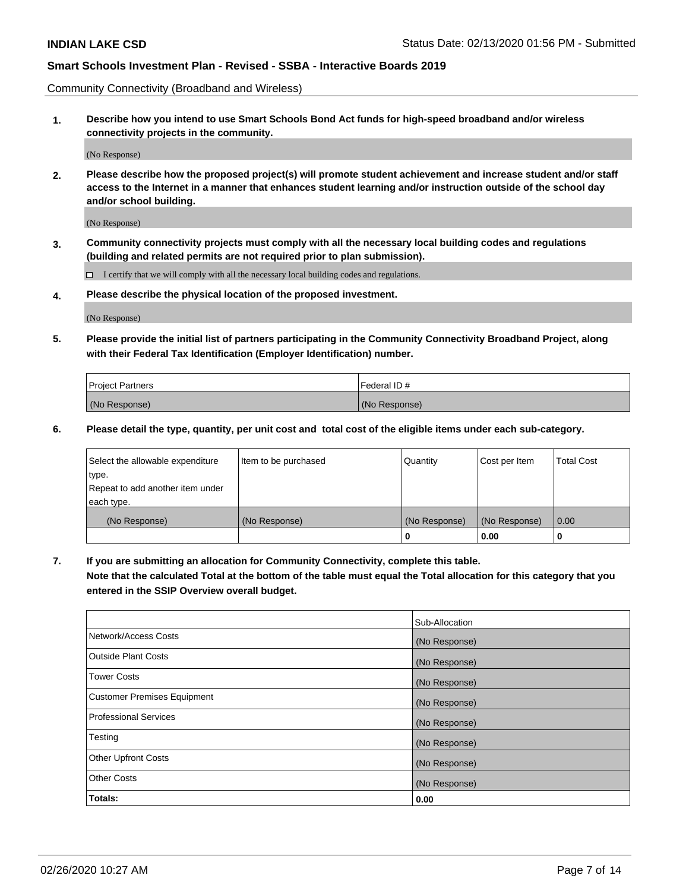Community Connectivity (Broadband and Wireless)

**1. Describe how you intend to use Smart Schools Bond Act funds for high-speed broadband and/or wireless connectivity projects in the community.**

(No Response)

**2. Please describe how the proposed project(s) will promote student achievement and increase student and/or staff access to the Internet in a manner that enhances student learning and/or instruction outside of the school day and/or school building.**

(No Response)

**3. Community connectivity projects must comply with all the necessary local building codes and regulations (building and related permits are not required prior to plan submission).**

☐ I certify that we will comply with all the necessary local building codes and regulations.

**4. Please describe the physical location of the proposed investment.**

(No Response)

**5. Please provide the initial list of partners participating in the Community Connectivity Broadband Project, along with their Federal Tax Identification (Employer Identification) number.**

| Project Partners | Federal ID # |
|---|---|
| (No Response) | (No Response) |

**6. Please detail the type, quantity, per unit cost and total cost of the eligible items under each sub-category.**

| Select the allowable expenditure type. Repeat to add another item under each type. | Item to be purchased | Quantity | Cost per Item | Total Cost |
|---|---|---|---|---|
| (No Response) | (No Response) | (No Response) | (No Response) | 0.00 |
| | | 0 | 0.00 | 0 |

**7. If you are submitting an allocation for Community Connectivity, complete this table. Note that the calculated Total at the bottom of the table must equal the Total allocation for this category that you entered in the SSIP Overview overall budget.**

| | Sub-Allocation |
|---|---|
| Network/Access Costs | (No Response) |
| Outside Plant Costs | (No Response) |
| Tower Costs | (No Response) |
| Customer Premises Equipment | (No Response) |
| Professional Services | (No Response) |
| Testing | (No Response) |
| Other Upfront Costs | (No Response) |
| Other Costs | (No Response) |
| **Totals:** | **0.00** |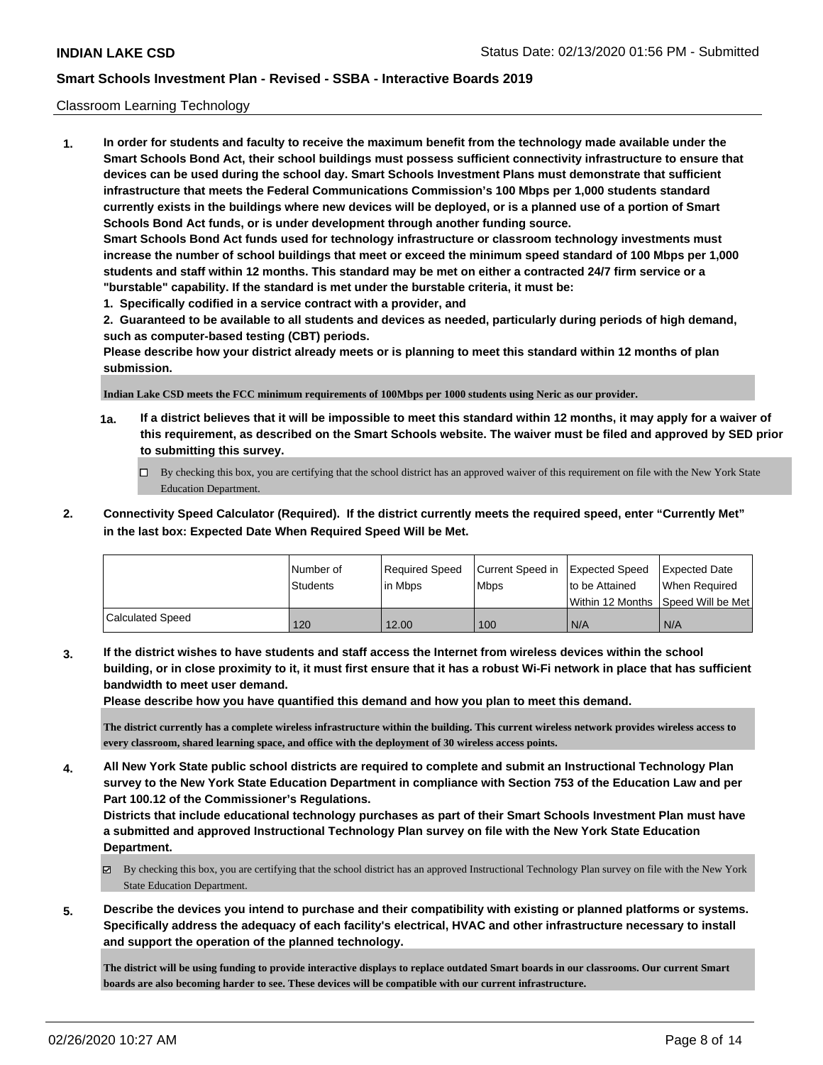Classroom Learning Technology

1. **In order for students and faculty to receive the maximum benefit from the technology made available under the Smart Schools Bond Act, their school buildings must possess sufficient connectivity infrastructure to ensure that devices can be used during the school day. Smart Schools Investment Plans must demonstrate that sufficient infrastructure that meets the Federal Communications Commission's 100 Mbps per 1,000 students standard currently exists in the buildings where new devices will be deployed, or is a planned use of a portion of Smart Schools Bond Act funds, or is under development through another funding source.**
   **Smart Schools Bond Act funds used for technology infrastructure or classroom technology investments must increase the number of school buildings that meet or exceed the minimum speed standard of 100 Mbps per 1,000 students and staff within 12 months. This standard may be met on either a contracted 24/7 firm service or a "burstable" capability. If the standard is met under the burstable criteria, it must be:**
   **1. Specifically codified in a service contract with a provider, and**
   **2. Guaranteed to be available to all students and devices as needed, particularly during periods of high demand, such as computer-based testing (CBT) periods.**
   **Please describe how your district already meets or is planning to meet this standard within 12 months of plan submission.**

   **Indian Lake CSD meets the FCC minimum requirements of 100Mbps per 1000 students using Neric as our provider.**

   **1a. If a district believes that it will be impossible to meet this standard within 12 months, it may apply for a waiver of this requirement, as described on the Smart Schools website. The waiver must be filed and approved by SED prior to submitting this survey.**

   ☐ By checking this box, you are certifying that the school district has an approved waiver of this requirement on file with the New York State Education Department.

2. **Connectivity Speed Calculator (Required). If the district currently meets the required speed, enter "Currently Met" in the last box: Expected Date When Required Speed Will be Met.**

| | Number of Students | Required Speed in Mbps | Current Speed in Mbps | Expected Speed to be Attained Within 12 Months | Expected Date When Required Speed Will be Met |
|---|---|---|---|---|---|
| Calculated Speed | 120 | 12.00 | 100 | N/A | N/A |

3. **If the district wishes to have students and staff access the Internet from wireless devices within the school building, or in close proximity to it, it must first ensure that it has a robust Wi-Fi network in place that has sufficient bandwidth to meet user demand.**
   **Please describe how you have quantified this demand and how you plan to meet this demand.**

   **The district currently has a complete wireless infrastructure within the building. This current wireless network provides wireless access to every classroom, shared learning space, and office with the deployment of 30 wireless access points.**

4. **All New York State public school districts are required to complete and submit an Instructional Technology Plan survey to the New York State Education Department in compliance with Section 753 of the Education Law and per Part 100.12 of the Commissioner's Regulations.**
   **Districts that include educational technology purchases as part of their Smart Schools Investment Plan must have a submitted and approved Instructional Technology Plan survey on file with the New York State Education Department.**

   ☑ By checking this box, you are certifying that the school district has an approved Instructional Technology Plan survey on file with the New York State Education Department.

5. **Describe the devices you intend to purchase and their compatibility with existing or planned platforms or systems. Specifically address the adequacy of each facility's electrical, HVAC and other infrastructure necessary to install and support the operation of the planned technology.**

   **The district will be using funding to provide interactive displays to replace outdated Smart boards in our classrooms. Our current Smart boards are also becoming harder to see. These devices will be compatible with our current infrastructure.**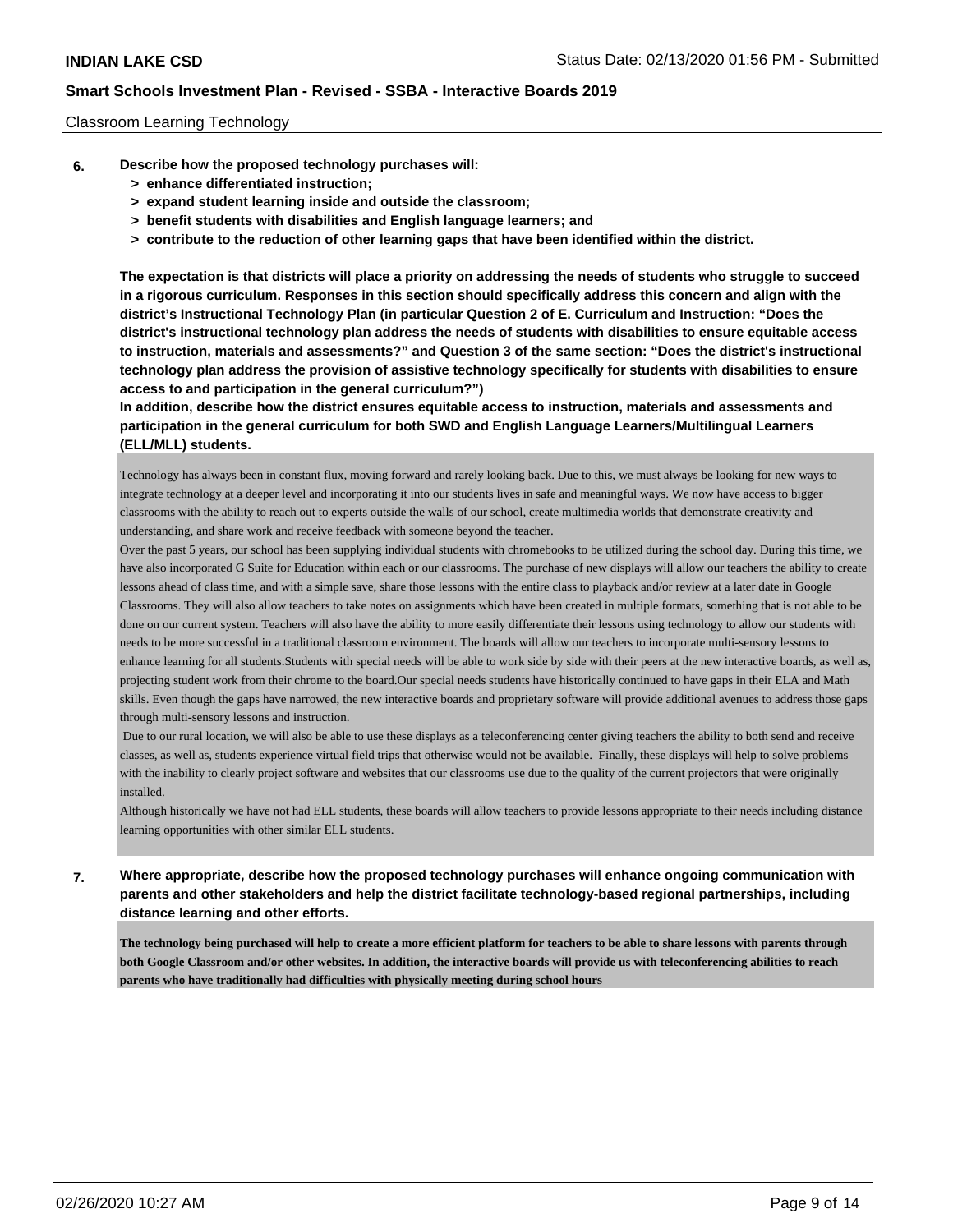Classroom Learning Technology

**6. Describe how the proposed technology purchases will:**

- **> enhance differentiated instruction;**
- **> expand student learning inside and outside the classroom;**
- **> benefit students with disabilities and English language learners; and**
- **> contribute to the reduction of other learning gaps that have been identified within the district.**

**The expectation is that districts will place a priority on addressing the needs of students who struggle to succeed in a rigorous curriculum. Responses in this section should specifically address this concern and align with the district's Instructional Technology Plan (in particular Question 2 of E. Curriculum and Instruction: "Does the district's instructional technology plan address the needs of students with disabilities to ensure equitable access to instruction, materials and assessments?" and Question 3 of the same section: "Does the district's instructional technology plan address the provision of assistive technology specifically for students with disabilities to ensure access to and participation in the general curriculum?")**

**In addition, describe how the district ensures equitable access to instruction, materials and assessments and participation in the general curriculum for both SWD and English Language Learners/Multilingual Learners (ELL/MLL) students.**

Technology has always been in constant flux, moving forward and rarely looking back. Due to this, we must always be looking for new ways to integrate technology at a deeper level and incorporating it into our students lives in safe and meaningful ways. We now have access to bigger classrooms with the ability to reach out to experts outside the walls of our school, create multimedia worlds that demonstrate creativity and understanding, and share work and receive feedback with someone beyond the teacher.

Over the past 5 years, our school has been supplying individual students with chromebooks to be utilized during the school day. During this time, we have also incorporated G Suite for Education within each or our classrooms. The purchase of new displays will allow our teachers the ability to create lessons ahead of class time, and with a simple save, share those lessons with the entire class to playback and/or review at a later date in Google Classrooms. They will also allow teachers to take notes on assignments which have been created in multiple formats, something that is not able to be done on our current system. Teachers will also have the ability to more easily differentiate their lessons using technology to allow our students with needs to be more successful in a traditional classroom environment. The boards will allow our teachers to incorporate multi-sensory lessons to enhance learning for all students.Students with special needs will be able to work side by side with their peers at the new interactive boards, as well as, projecting student work from their chrome to the board.Our special needs students have historically continued to have gaps in their ELA and Math skills. Even though the gaps have narrowed, the new interactive boards and proprietary software will provide additional avenues to address those gaps through multi-sensory lessons and instruction.

Due to our rural location, we will also be able to use these displays as a teleconferencing center giving teachers the ability to both send and receive classes, as well as, students experience virtual field trips that otherwise would not be available. Finally, these displays will help to solve problems with the inability to clearly project software and websites that our classrooms use due to the quality of the current projectors that were originally installed.

Although historically we have not had ELL students, these boards will allow teachers to provide lessons appropriate to their needs including distance learning opportunities with other similar ELL students.

**7. Where appropriate, describe how the proposed technology purchases will enhance ongoing communication with parents and other stakeholders and help the district facilitate technology-based regional partnerships, including distance learning and other efforts.**

**The technology being purchased will help to create a more efficient platform for teachers to be able to share lessons with parents through both Google Classroom and/or other websites. In addition, the interactive boards will provide us with teleconferencing abilities to reach parents who have traditionally had difficulties with physically meeting during school hours**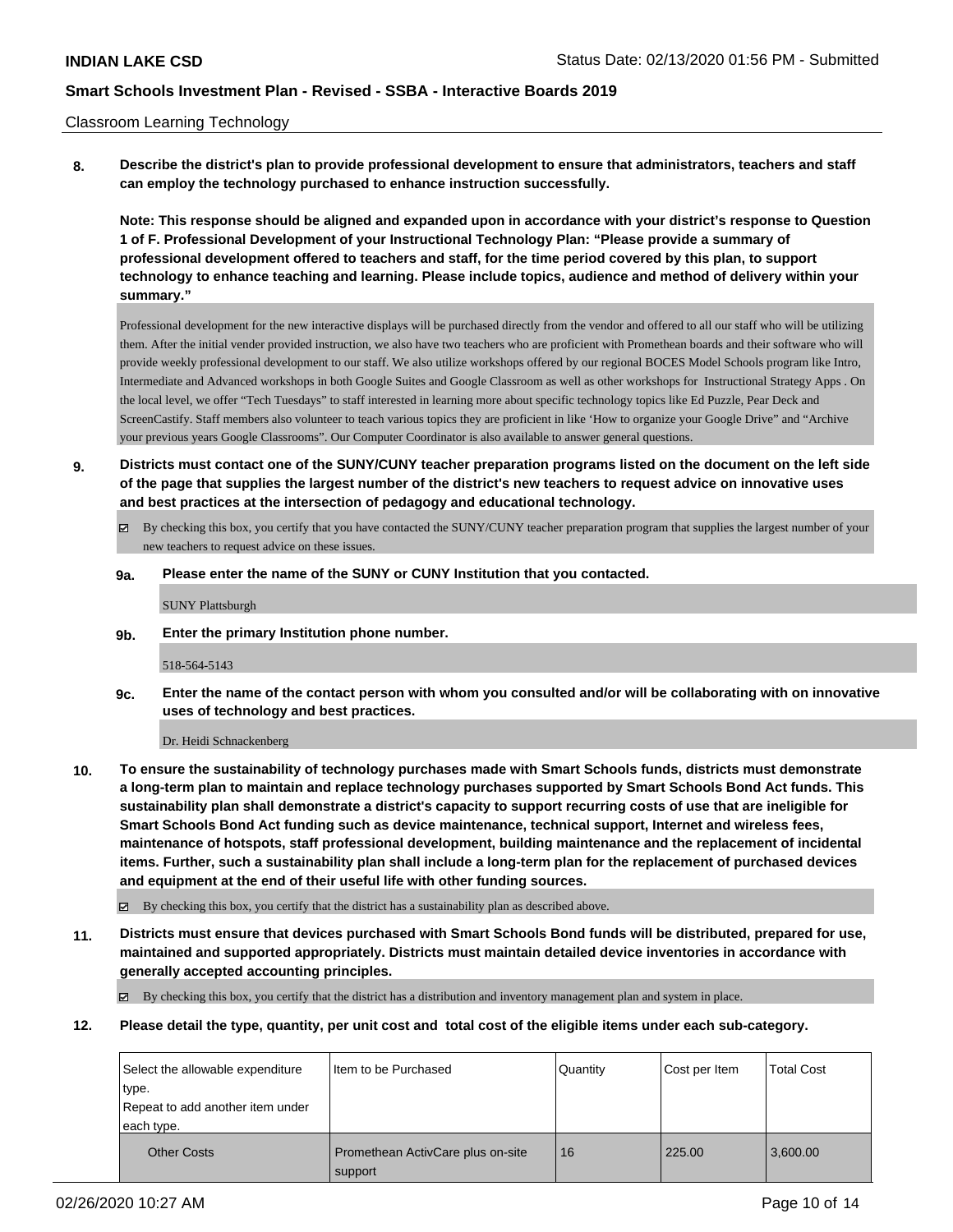Classroom Learning Technology

**8. Describe the district's plan to provide professional development to ensure that administrators, teachers and staff can employ the technology purchased to enhance instruction successfully.**

**Note: This response should be aligned and expanded upon in accordance with your district's response to Question 1 of F. Professional Development of your Instructional Technology Plan: "Please provide a summary of professional development offered to teachers and staff, for the time period covered by this plan, to support technology to enhance teaching and learning. Please include topics, audience and method of delivery within your summary."**

Professional development for the new interactive displays will be purchased directly from the vendor and offered to all our staff who will be utilizing them. After the initial vender provided instruction, we also have two teachers who are proficient with Promethean boards and their software who will provide weekly professional development to our staff. We also utilize workshops offered by our regional BOCES Model Schools program like Intro, Intermediate and Advanced workshops in both Google Suites and Google Classroom as well as other workshops for Instructional Strategy Apps . On the local level, we offer "Tech Tuesdays" to staff interested in learning more about specific technology topics like Ed Puzzle, Pear Deck and ScreenCastify. Staff members also volunteer to teach various topics they are proficient in like 'How to organize your Google Drive" and "Archive your previous years Google Classrooms". Our Computer Coordinator is also available to answer general questions.

**9. Districts must contact one of the SUNY/CUNY teacher preparation programs listed on the document on the left side of the page that supplies the largest number of the district's new teachers to request advice on innovative uses and best practices at the intersection of pedagogy and educational technology.**

☑ By checking this box, you certify that you have contacted the SUNY/CUNY teacher preparation program that supplies the largest number of your new teachers to request advice on these issues.

**9a. Please enter the name of the SUNY or CUNY Institution that you contacted.**

SUNY Plattsburgh

**9b. Enter the primary Institution phone number.**

518-564-5143

**9c. Enter the name of the contact person with whom you consulted and/or will be collaborating with on innovative uses of technology and best practices.**

Dr. Heidi Schnackenberg

**10. To ensure the sustainability of technology purchases made with Smart Schools funds, districts must demonstrate a long-term plan to maintain and replace technology purchases supported by Smart Schools Bond Act funds. This sustainability plan shall demonstrate a district's capacity to support recurring costs of use that are ineligible for Smart Schools Bond Act funding such as device maintenance, technical support, Internet and wireless fees, maintenance of hotspots, staff professional development, building maintenance and the replacement of incidental items. Further, such a sustainability plan shall include a long-term plan for the replacement of purchased devices and equipment at the end of their useful life with other funding sources.**

☑ By checking this box, you certify that the district has a sustainability plan as described above.

**11. Districts must ensure that devices purchased with Smart Schools Bond funds will be distributed, prepared for use, maintained and supported appropriately. Districts must maintain detailed device inventories in accordance with generally accepted accounting principles.**

☑ By checking this box, you certify that the district has a distribution and inventory management plan and system in place.

**12. Please detail the type, quantity, per unit cost and total cost of the eligible items under each sub-category.**

| Select the allowable expenditure type. Repeat to add another item under each type. | Item to be Purchased | Quantity | Cost per Item | Total Cost |
|---|---|---|---|---|
| Other Costs | Promethean ActivCare plus on-site support | 16 | 225.00 | 3,600.00 |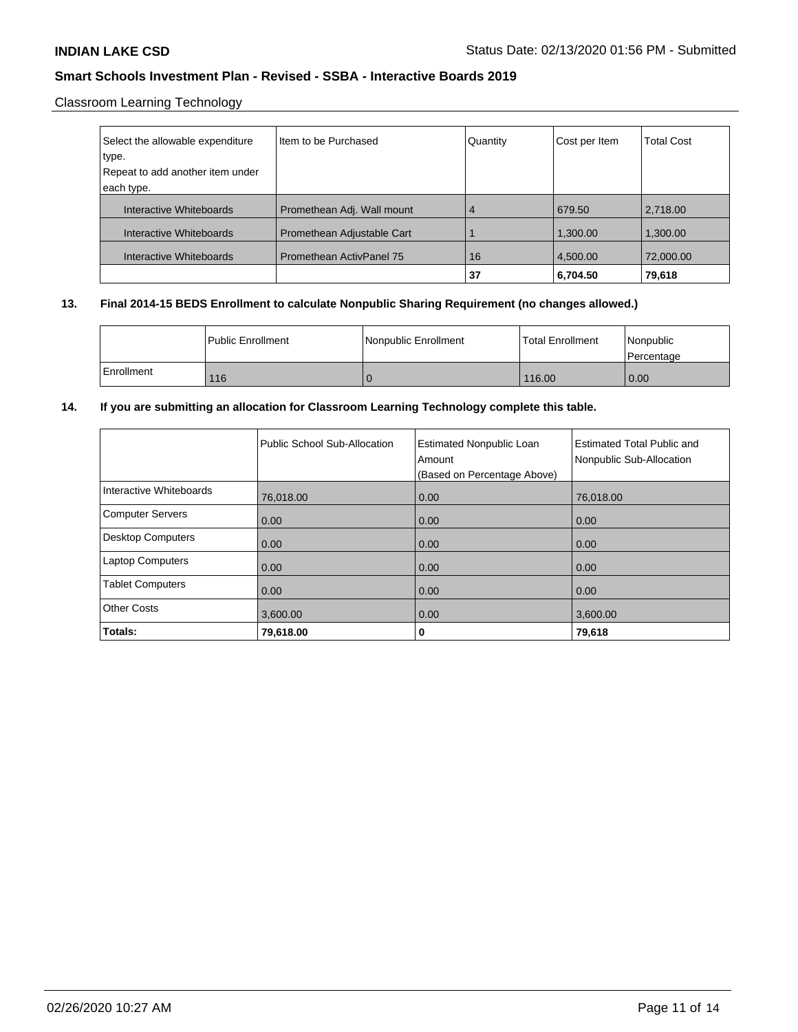Classroom Learning Technology

| Select the allowable expenditure type. Repeat to add another item under each type. | Item to be Purchased | Quantity | Cost per Item | Total Cost |
|---|---|---|---|---|
| Interactive Whiteboards | Promethean Adj. Wall mount | 4 | 679.50 | 2,718.00 |
| Interactive Whiteboards | Promethean Adjustable Cart | 1 | 1,300.00 | 1,300.00 |
| Interactive Whiteboards | Promethean ActivPanel 75 | 16 | 4,500.00 | 72,000.00 |
| | | **37** | **6,704.50** | **79,618** |

**13. Final 2014-15 BEDS Enrollment to calculate Nonpublic Sharing Requirement (no changes allowed.)**

| | Public Enrollment | Nonpublic Enrollment | Total Enrollment | Nonpublic Percentage |
|---|---|---|---|---|
| Enrollment | 116 | 0 | 116.00 | 0.00 |

**14. If you are submitting an allocation for Classroom Learning Technology complete this table.**

| | Public School Sub-Allocation | Estimated Nonpublic Loan Amount (Based on Percentage Above) | Estimated Total Public and Nonpublic Sub-Allocation |
|---|---|---|---|
| Interactive Whiteboards | 76,018.00 | 0.00 | 76,018.00 |
| Computer Servers | 0.00 | 0.00 | 0.00 |
| Desktop Computers | 0.00 | 0.00 | 0.00 |
| Laptop Computers | 0.00 | 0.00 | 0.00 |
| Tablet Computers | 0.00 | 0.00 | 0.00 |
| Other Costs | 3,600.00 | 0.00 | 3,600.00 |
| **Totals:** | **79,618.00** | **0** | **79,618** |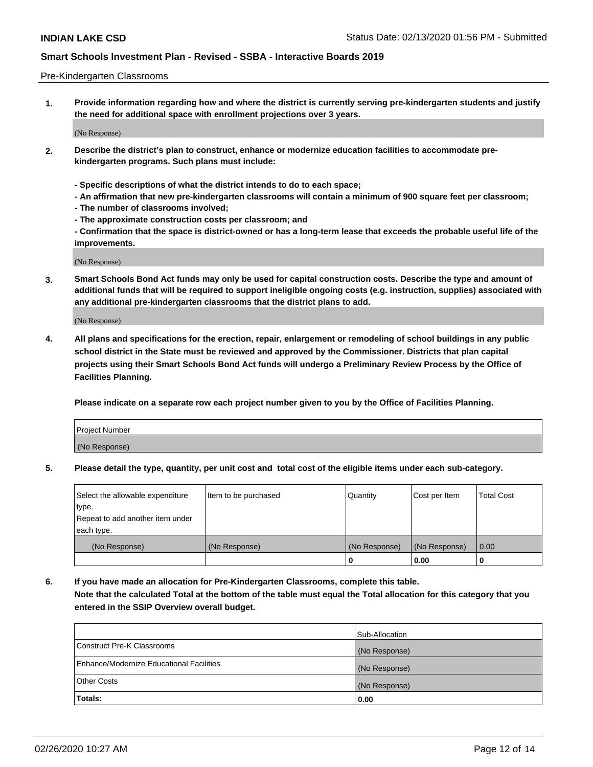Pre-Kindergarten Classrooms

**1. Provide information regarding how and where the district is currently serving pre-kindergarten students and justify the need for additional space with enrollment projections over 3 years.**

(No Response)

**2. Describe the district's plan to construct, enhance or modernize education facilities to accommodate pre-kindergarten programs. Such plans must include:**

**- Specific descriptions of what the district intends to do to each space;**
**- An affirmation that new pre-kindergarten classrooms will contain a minimum of 900 square feet per classroom;**
**- The number of classrooms involved;**
**- The approximate construction costs per classroom; and**
**- Confirmation that the space is district-owned or has a long-term lease that exceeds the probable useful life of the improvements.**

(No Response)

**3. Smart Schools Bond Act funds may only be used for capital construction costs. Describe the type and amount of additional funds that will be required to support ineligible ongoing costs (e.g. instruction, supplies) associated with any additional pre-kindergarten classrooms that the district plans to add.**

(No Response)

**4. All plans and specifications for the erection, repair, enlargement or remodeling of school buildings in any public school district in the State must be reviewed and approved by the Commissioner. Districts that plan capital projects using their Smart Schools Bond Act funds will undergo a Preliminary Review Process by the Office of Facilities Planning.**

**Please indicate on a separate row each project number given to you by the Office of Facilities Planning.**

| Project Number |
|---|
| (No Response) |

**5. Please detail the type, quantity, per unit cost and total cost of the eligible items under each sub-category.**

| Select the allowable expenditure type. Repeat to add another item under each type. | Item to be purchased | Quantity | Cost per Item | Total Cost |
|---|---|---|---|---|
| (No Response) | (No Response) | (No Response) | (No Response) | 0.00 |
| | | 0 | 0.00 | 0 |

**6. If you have made an allocation for Pre-Kindergarten Classrooms, complete this table. Note that the calculated Total at the bottom of the table must equal the Total allocation for this category that you entered in the SSIP Overview overall budget.**

| | Sub-Allocation |
|---|---|
| Construct Pre-K Classrooms | (No Response) |
| Enhance/Modernize Educational Facilities | (No Response) |
| Other Costs | (No Response) |
| **Totals:** | **0.00** |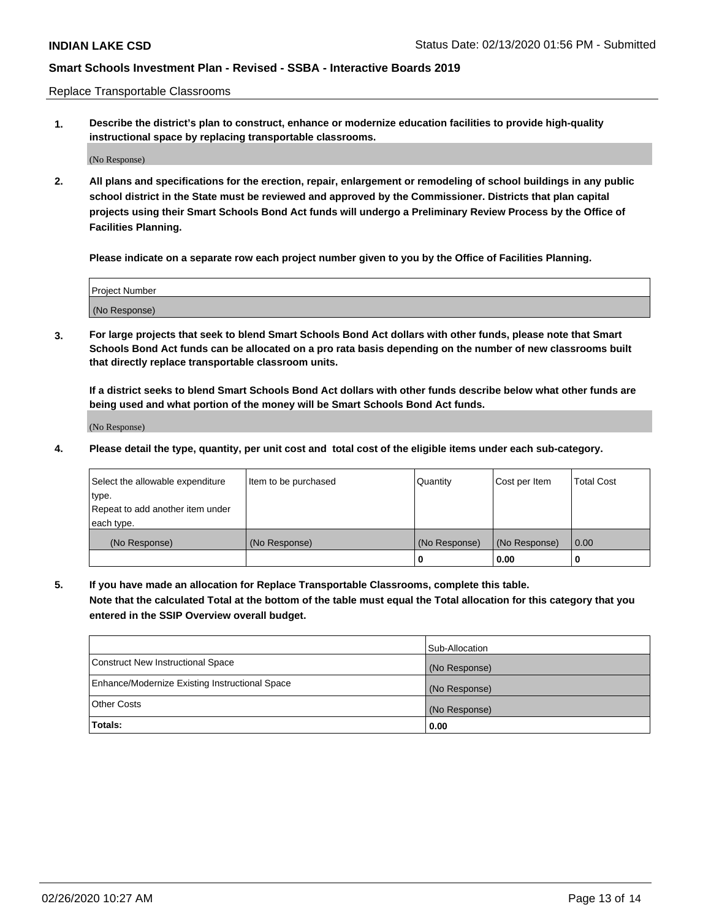Replace Transportable Classrooms

1. **Describe the district's plan to construct, enhance or modernize education facilities to provide high-quality instructional space by replacing transportable classrooms.**

(No Response)

2. **All plans and specifications for the erection, repair, enlargement or remodeling of school buildings in any public school district in the State must be reviewed and approved by the Commissioner. Districts that plan capital projects using their Smart Schools Bond Act funds will undergo a Preliminary Review Process by the Office of Facilities Planning.**

**Please indicate on a separate row each project number given to you by the Office of Facilities Planning.**

| Project Number |
| --- |
| (No Response) |

3. **For large projects that seek to blend Smart Schools Bond Act dollars with other funds, please note that Smart Schools Bond Act funds can be allocated on a pro rata basis depending on the number of new classrooms built that directly replace transportable classroom units.**

**If a district seeks to blend Smart Schools Bond Act dollars with other funds describe below what other funds are being used and what portion of the money will be Smart Schools Bond Act funds.**

(No Response)

4. **Please detail the type, quantity, per unit cost and total cost of the eligible items under each sub-category.**

| Select the allowable expenditure type. Repeat to add another item under each type. | Item to be purchased | Quantity | Cost per Item | Total Cost |
| --- | --- | --- | --- | --- |
| (No Response) | (No Response) | (No Response) | (No Response) | 0.00 |
| | | 0 | 0.00 | 0 |

5. **If you have made an allocation for Replace Transportable Classrooms, complete this table. Note that the calculated Total at the bottom of the table must equal the Total allocation for this category that you entered in the SSIP Overview overall budget.**

| | Sub-Allocation |
| --- | --- |
| Construct New Instructional Space | (No Response) |
| Enhance/Modernize Existing Instructional Space | (No Response) |
| Other Costs | (No Response) |
| **Totals:** | **0.00** |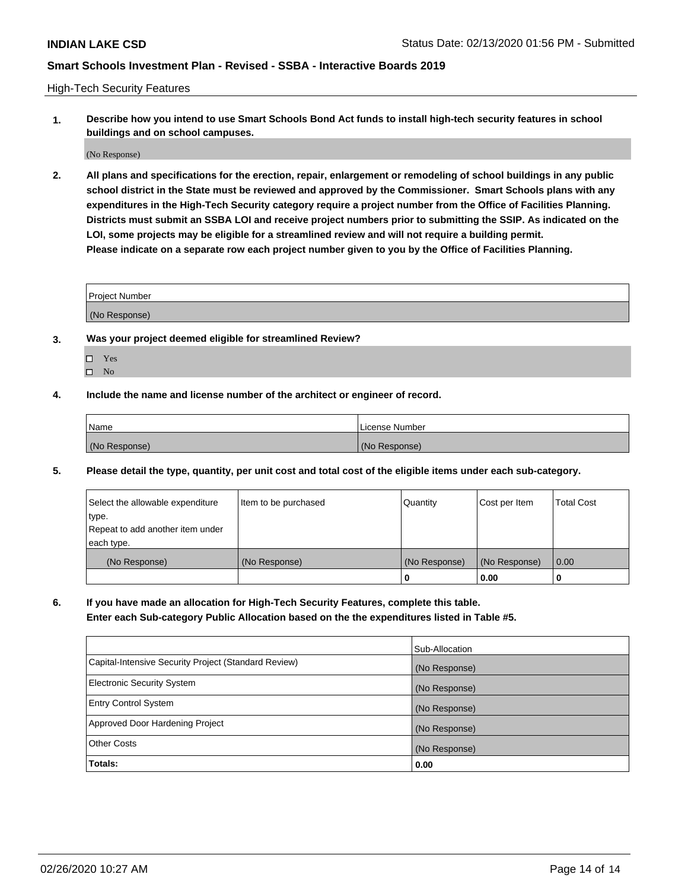**INDIAN LAKE CSD** Status Date: 02/13/2020 01:56 PM - Submitted

**Smart Schools Investment Plan - Revised - SSBA - Interactive Boards 2019**

High-Tech Security Features

**1. Describe how you intend to use Smart Schools Bond Act funds to install high-tech security features in school buildings and on school campuses.**

(No Response)

**2. All plans and specifications for the erection, repair, enlargement or remodeling of school buildings in any public school district in the State must be reviewed and approved by the Commissioner. Smart Schools plans with any expenditures in the High-Tech Security category require a project number from the Office of Facilities Planning. Districts must submit an SSBA LOI and receive project numbers prior to submitting the SSIP. As indicated on the LOI, some projects may be eligible for a streamlined review and will not require a building permit.**
**Please indicate on a separate row each project number given to you by the Office of Facilities Planning.**

| Project Number |
|---|
| (No Response) |

**3. Was your project deemed eligible for streamlined Review?**

- ☐ Yes
- ☐ No

**4. Include the name and license number of the architect or engineer of record.**

| Name | License Number |
|---|---|
| (No Response) | (No Response) |

**5. Please detail the type, quantity, per unit cost and total cost of the eligible items under each sub-category.**

| Select the allowable expenditure type. Repeat to add another item under each type. | Item to be purchased | Quantity | Cost per Item | Total Cost |
|---|---|---|---|---|
| (No Response) | (No Response) | (No Response) | (No Response) | 0.00 |
| | | 0 | 0.00 | 0 |

**6. If you have made an allocation for High-Tech Security Features, complete this table.**
**Enter each Sub-category Public Allocation based on the the expenditures listed in Table #5.**

| | Sub-Allocation |
|---|---|
| Capital-Intensive Security Project (Standard Review) | (No Response) |
| Electronic Security System | (No Response) |
| Entry Control System | (No Response) |
| Approved Door Hardening Project | (No Response) |
| Other Costs | (No Response) |
| **Totals:** | **0.00** |

02/26/2020 10:27 AM